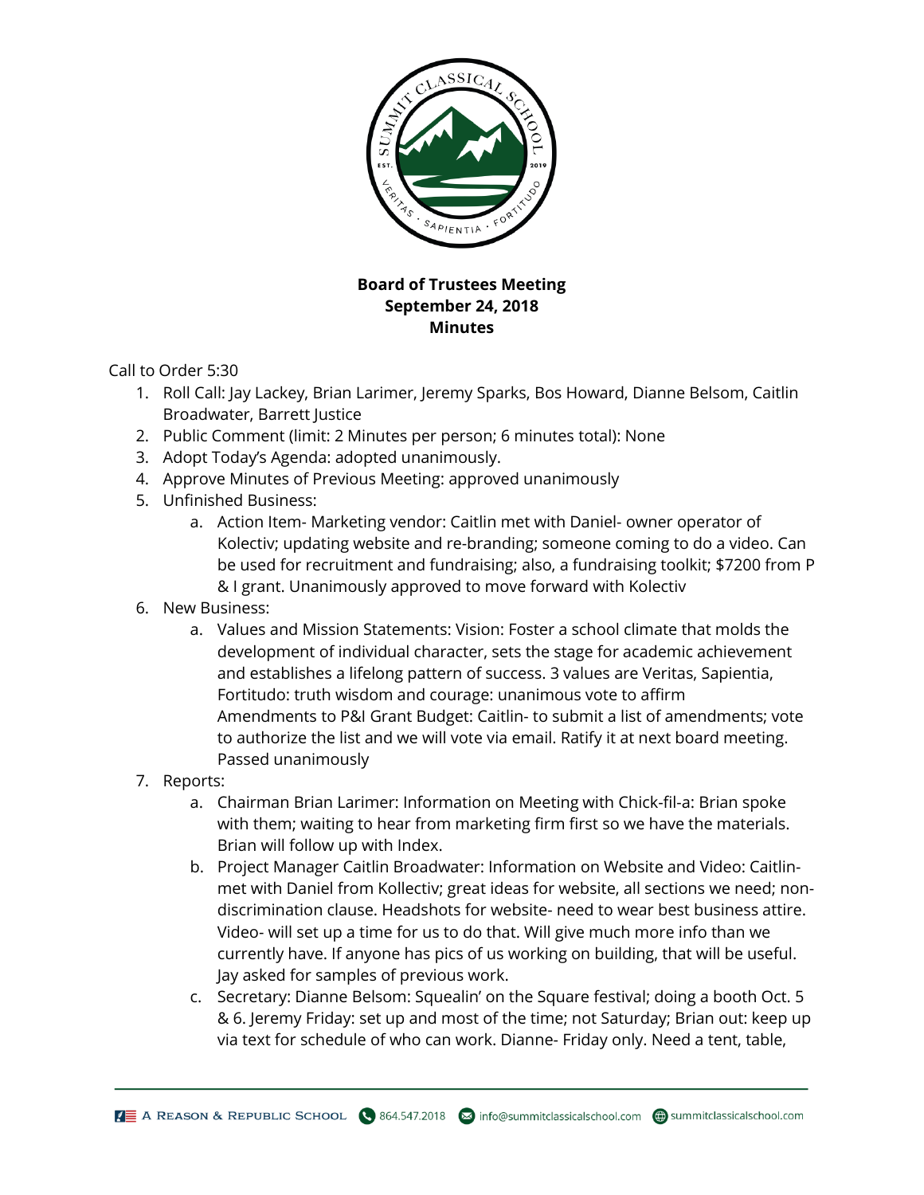**Board of Trustees Meeting**
**September 24, 2018**
**Minutes**

Call to Order 5:30

1. Roll Call: Jay Lackey, Brian Larimer, Jeremy Sparks, Bos Howard, Dianne Belsom, Caitlin Broadwater, Barrett Justice
2. Public Comment (limit: 2 Minutes per person; 6 minutes total): None
3. Adopt Today's Agenda: adopted unanimously.
4. Approve Minutes of Previous Meeting: approved unanimously
5. Unfinished Business:
    a. Action Item- Marketing vendor: Caitlin met with Daniel- owner operator of Kolectiv; updating website and re-branding; someone coming to do a video. Can be used for recruitment and fundraising; also, a fundraising toolkit; $7200 from P & I grant. Unanimously approved to move forward with Kolectiv
6. New Business:
    a. Values and Mission Statements: Vision: Foster a school climate that molds the development of individual character, sets the stage for academic achievement and establishes a lifelong pattern of success. 3 values are Veritas, Sapientia, Fortitudo: truth wisdom and courage: unanimous vote to affirm
    Amendments to P&I Grant Budget: Caitlin- to submit a list of amendments; vote to authorize the list and we will vote via email. Ratify it at next board meeting. Passed unanimously
7. Reports:
    a. Chairman Brian Larimer: Information on Meeting with Chick-fil-a: Brian spoke with them; waiting to hear from marketing firm first so we have the materials. Brian will follow up with Index.
    b. Project Manager Caitlin Broadwater: Information on Website and Video: Caitlin- met with Daniel from Kollectiv; great ideas for website, all sections we need; non-discrimination clause. Headshots for website- need to wear best business attire. Video- will set up a time for us to do that. Will give much more info than we currently have. If anyone has pics of us working on building, that will be useful. Jay asked for samples of previous work.
    c. Secretary: Dianne Belsom: Squealin' on the Square festival; doing a booth Oct. 5 & 6. Jeremy Friday: set up and most of the time; not Saturday; Brian out: keep up via text for schedule of who can work. Dianne- Friday only. Need a tent, table,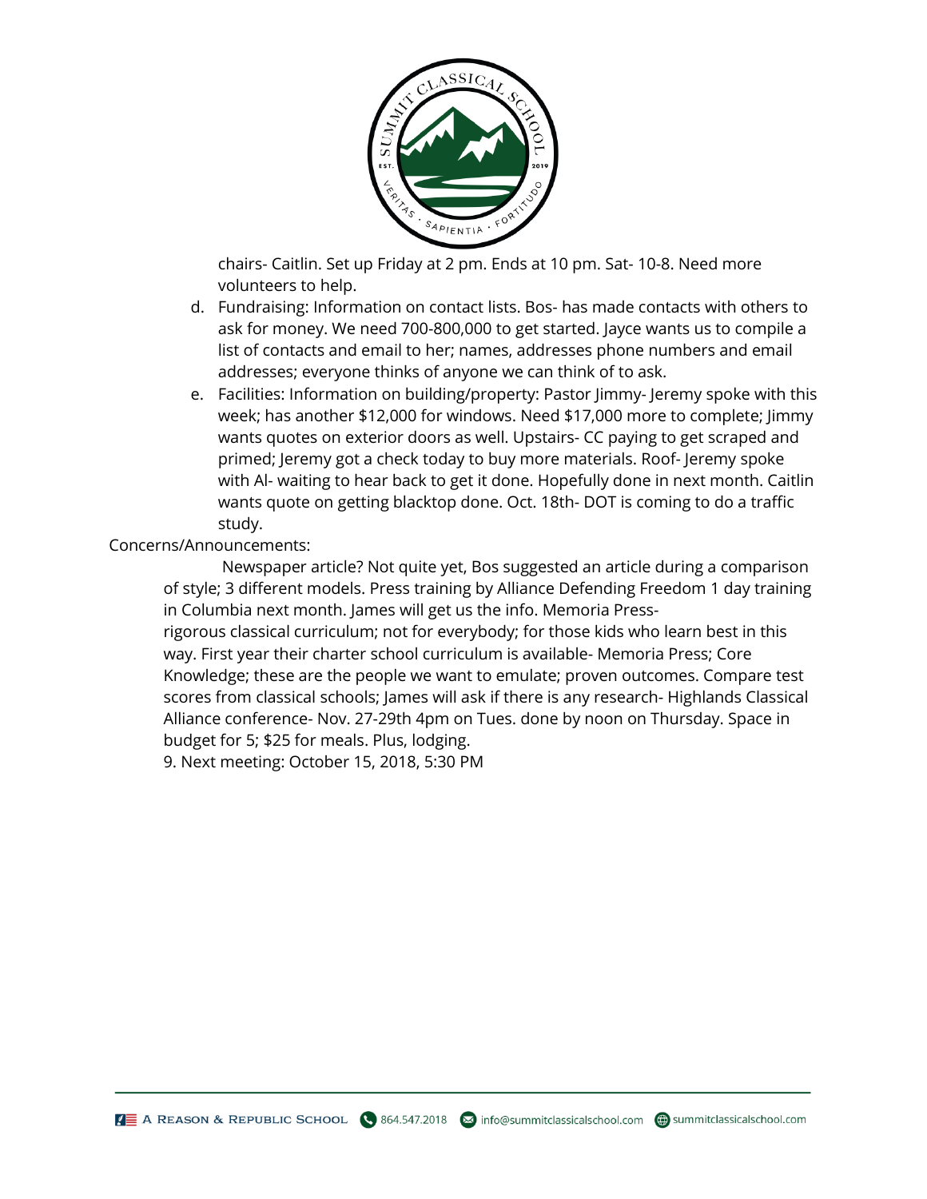chairs- Caitlin. Set up Friday at 2 pm. Ends at 10 pm. Sat- 10-8. Need more volunteers to help.

d. Fundraising: Information on contact lists. Bos- has made contacts with others to ask for money. We need 700-800,000 to get started. Jayce wants us to compile a list of contacts and email to her; names, addresses phone numbers and email addresses; everyone thinks of anyone we can think of to ask.

e. Facilities: Information on building/property: Pastor Jimmy- Jeremy spoke with this week; has another $12,000 for windows. Need $17,000 more to complete; Jimmy wants quotes on exterior doors as well. Upstairs- CC paying to get scraped and primed; Jeremy got a check today to buy more materials. Roof- Jeremy spoke with Al- waiting to hear back to get it done. Hopefully done in next month. Caitlin wants quote on getting blacktop done. Oct. 18th- DOT is coming to do a traffic study.

Concerns/Announcements:

Newspaper article? Not quite yet, Bos suggested an article during a comparison of style; 3 different models. Press training by Alliance Defending Freedom 1 day training in Columbia next month. James will get us the info. Memoria Press-
rigorous classical curriculum; not for everybody; for those kids who learn best in this way. First year their charter school curriculum is available- Memoria Press; Core Knowledge; these are the people we want to emulate; proven outcomes. Compare test scores from classical schools; James will ask if there is any research- Highlands Classical Alliance conference- Nov. 27-29th 4pm on Tues. done by noon on Thursday. Space in budget for 5; $25 for meals. Plus, lodging.

9. Next meeting: October 15, 2018, 5:30 PM